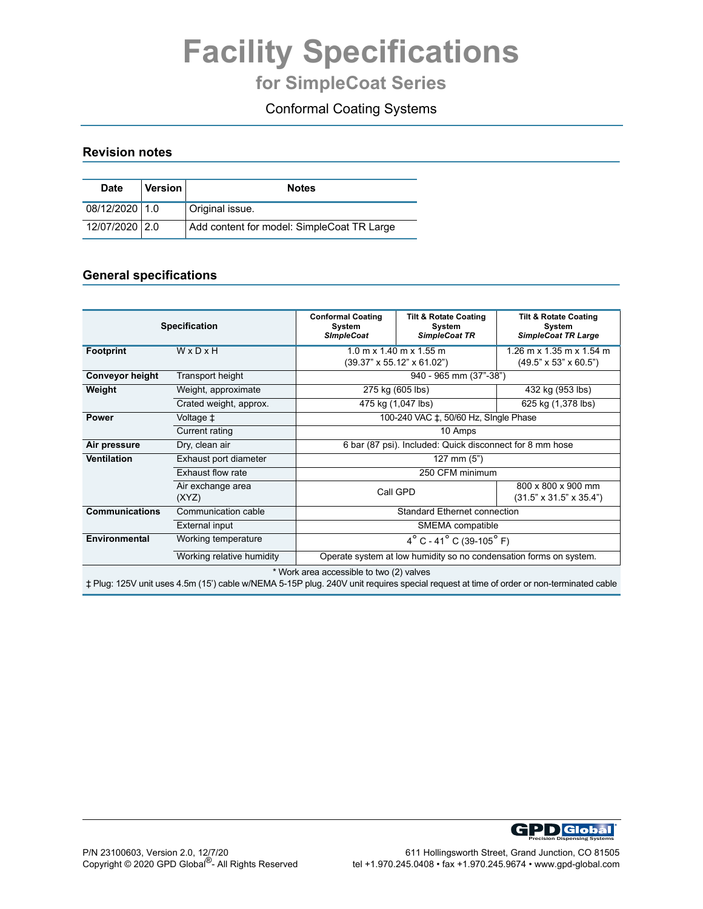# Facility Specifications

## for SimpleCoat Series

Conformal Coating Systems

### Revision notes

| Date | Version | Notes |
|---|---|---|
| 08/12/2020 | 1.0 | Original issue. |
| 12/07/2020 | 2.0 | Add content for model: SimpleCoat TR Large |

### General specifications

| Specification | | Conformal Coating System *SImpleCoat* | Tilt & Rotate Coating System *SimpleCoat TR* | Tilt & Rotate Coating System *SimpleCoat TR Large* |
|---|---|---|---|---|
| **Footprint** | W x D x H | 1.0 m x 1.40 m x 1.55 m (39.37" x 55.12" x 61.02") | | 1.26 m x 1.35 m x 1.54 m (49.5" x 53" x 60.5") |
| **Conveyor height** | Transport height | 940 - 965 mm (37"-38") | | |
| **Weight** | Weight, approximate | 275 kg (605 lbs) | | 432 kg (953 lbs) |
| | Crated weight, approx. | 475 kg (1,047 lbs) | | 625 kg (1,378 lbs) |
| **Power** | Voltage ‡ | 100-240 VAC ‡, 50/60 Hz, SIngle Phase | | |
| | Current rating | 10 Amps | | |
| **Air pressure** | Dry, clean air | 6 bar (87 psi). Included: Quick disconnect for 8 mm hose | | |
| **Ventilation** | Exhaust port diameter | 127 mm (5") | | |
| | Exhaust flow rate | 250 CFM minimum | | |
| | Air exchange area (XYZ) | Call GPD | | 800 x 800 x 900 mm (31.5" x 31.5" x 35.4") |
| **Communications** | Communication cable | Standard Ethernet connection | | |
| | External input | SMEMA compatible | | |
| **Environmental** | Working temperature | 4° C - 41° C (39-105° F) | | |
| | Working relative humidity | Operate system at low humidity so no condensation forms on system. | | |

\* Work area accessible to two (2) valves

‡ Plug: 125V unit uses 4.5m (15') cable w/NEMA 5-15P plug. 240V unit requires special request at time of order or non-terminated cable

P/N 23100603, Version 2.0, 12/7/20
Copyright © 2020 GPD Global®- All Rights Reserved

611 Hollingsworth Street, Grand Junction, CO 81505
tel +1.970.245.0408 • fax +1.970.245.9674 • www.gpd-global.com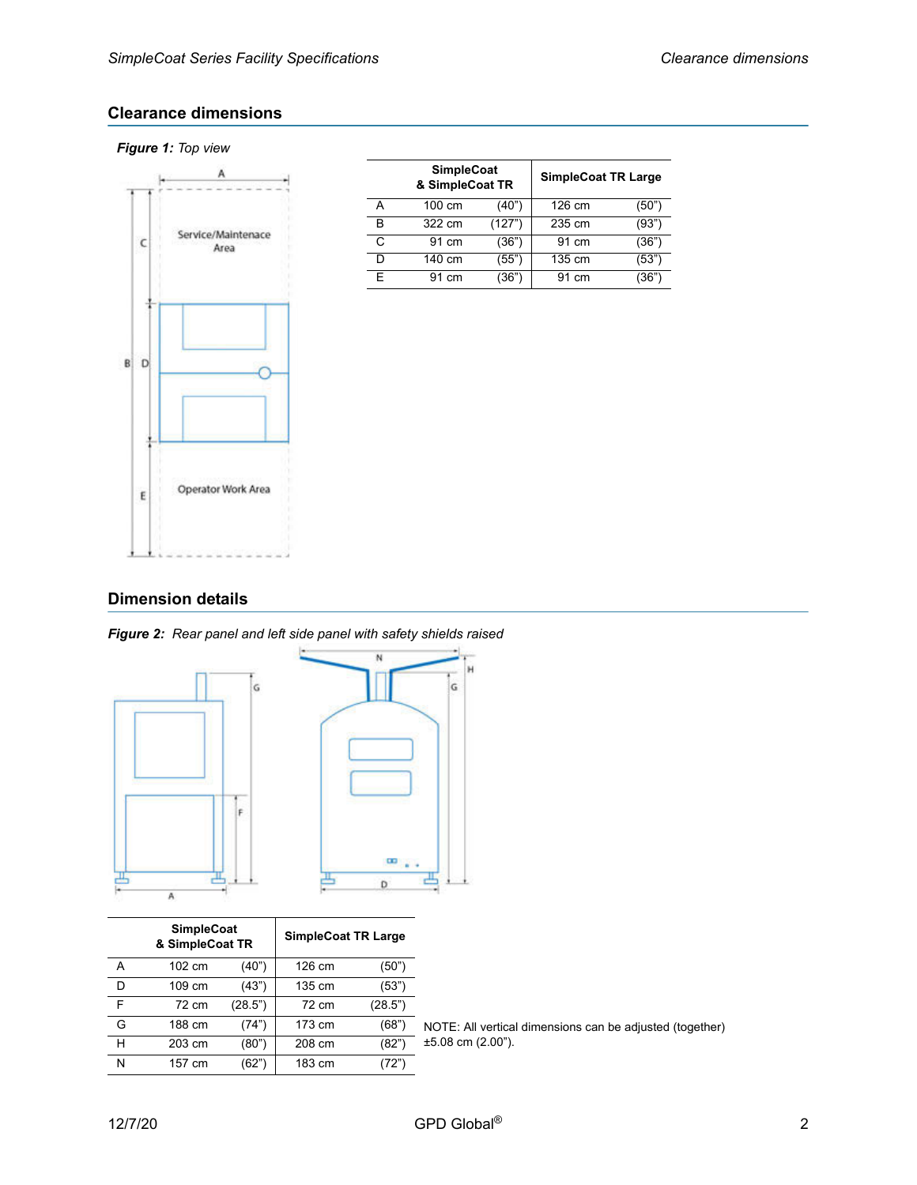## Clearance dimensions

***Figure 1:*** *Top view*

| | SimpleCoat & SimpleCoat TR | | SimpleCoat TR Large | |
|---|---|---|---|---|
| A | 100 cm | (40") | 126 cm | (50") |
| B | 322 cm | (127") | 235 cm | (93") |
| C | 91 cm | (36") | 91 cm | (36") |
| D | 140 cm | (55") | 135 cm | (53") |
| E | 91 cm | (36") | 91 cm | (36") |

## Dimension details

***Figure 2:*** *Rear panel and left side panel with safety shields raised*

| | SimpleCoat & SimpleCoat TR | | SimpleCoat TR Large | |
|---|---|---|---|---|
| A | 102 cm | (40") | 126 cm | (50") |
| D | 109 cm | (43") | 135 cm | (53") |
| F | 72 cm | (28.5") | 72 cm | (28.5") |
| G | 188 cm | (74") | 173 cm | (68") |
| H | 203 cm | (80") | 208 cm | (82") |
| N | 157 cm | (62") | 183 cm | (72") |

NOTE: All vertical dimensions can be adjusted (together) ±5.08 cm (2.00").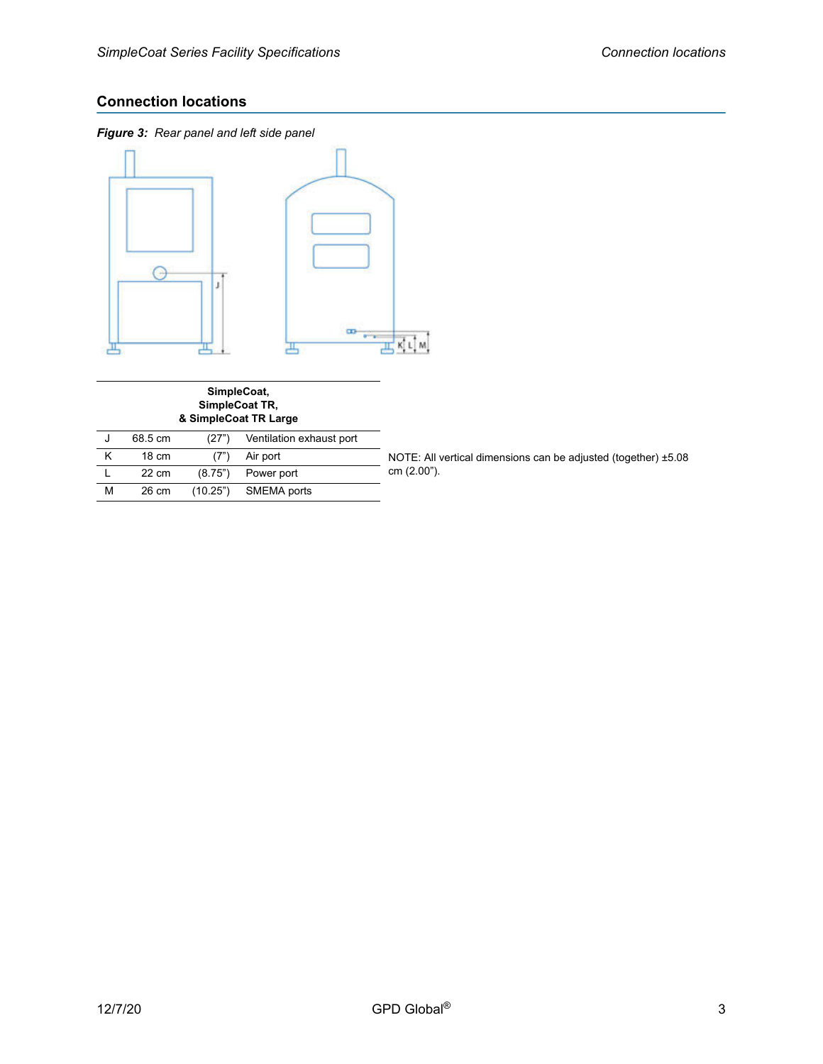## Connection locations

***Figure 3:*** *Rear panel and left side panel*

J

K L M

| SimpleCoat, SimpleCoat TR, & SimpleCoat TR Large | | | |
|---|---|---|---|
| J | 68.5 cm | (27”) | Ventilation exhaust port |
| K | 18 cm | (7”) | Air port |
| L | 22 cm | (8.75”) | Power port |
| M | 26 cm | (10.25”) | SMEMA ports |

NOTE: All vertical dimensions can be adjusted (together) ±5.08 cm (2.00”).